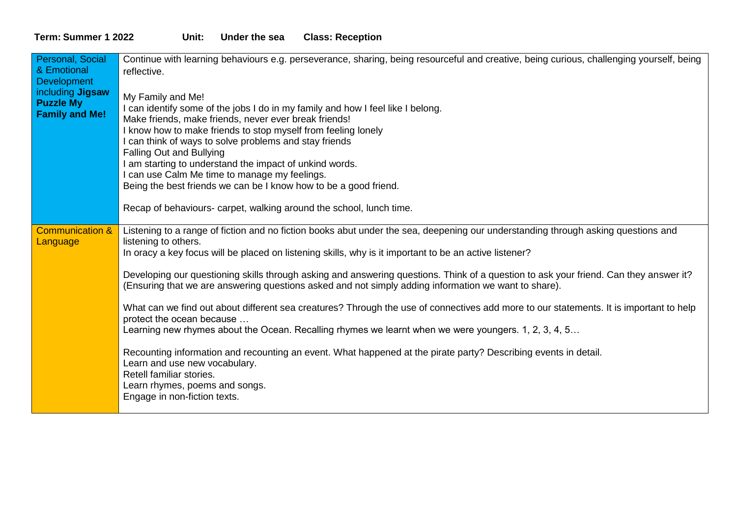**Term: Summer 1 2022 Unit: Under the sea Class: Reception**

| | |
|---|---|
| Personal, Social & Emotional Development including **Jigsaw Puzzle My Family and Me!** | Continue with learning behaviours e.g. perseverance, sharing, being resourceful and creative, being curious, challenging yourself, being reflective.<br><br>My Family and Me!<br>I can identify some of the jobs I do in my family and how I feel like I belong.<br>Make friends, make friends, never ever break friends!<br>I know how to make friends to stop myself from feeling lonely<br>I can think of ways to solve problems and stay friends<br>Falling Out and Bullying<br>I am starting to understand the impact of unkind words.<br>I can use Calm Me time to manage my feelings.<br>Being the best friends we can be I know how to be a good friend.<br><br>Recap of behaviours- carpet, walking around the school, lunch time. |
| Communication & Language | Listening to a range of fiction and no fiction books abut under the sea, deepening our understanding through asking questions and listening to others.<br>In oracy a key focus will be placed on listening skills, why is it important to be an active listener?<br><br>Developing our questioning skills through asking and answering questions. Think of a question to ask your friend. Can they answer it? (Ensuring that we are answering questions asked and not simply adding information we want to share).<br><br>What can we find out about different sea creatures? Through the use of connectives add more to our statements. It is important to help protect the ocean because …<br>Learning new rhymes about the Ocean. Recalling rhymes we learnt when we were youngers. 1, 2, 3, 4, 5…<br><br>Recounting information and recounting an event. What happened at the pirate party? Describing events in detail.<br>Learn and use new vocabulary.<br>Retell familiar stories.<br>Learn rhymes, poems and songs.<br>Engage in non-fiction texts. |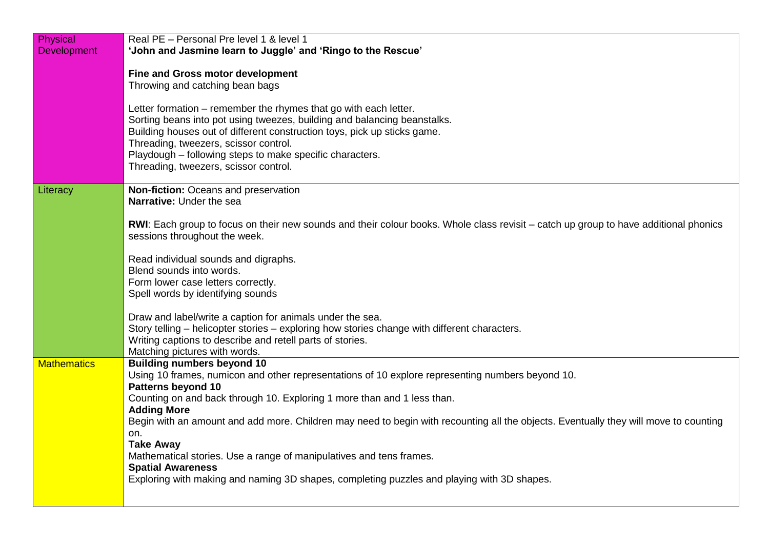| | |
|---|---|
| Physical Development | Real PE – Personal Pre level 1 & level 1<br>**'John and Jasmine learn to Juggle' and 'Ringo to the Rescue'**<br><br>**Fine and Gross motor development**<br>Throwing and catching bean bags<br><br>Letter formation – remember the rhymes that go with each letter.<br>Sorting beans into pot using tweezes, building and balancing beanstalks.<br>Building houses out of different construction toys, pick up sticks game.<br>Threading, tweezers, scissor control.<br>Playdough – following steps to make specific characters.<br>Threading, tweezers, scissor control. |
| Literacy | **Non-fiction:** Oceans and preservation<br>**Narrative:** Under the sea<br><br>**RWI**: Each group to focus on their new sounds and their colour books. Whole class revisit – catch up group to have additional phonics sessions throughout the week.<br><br>Read individual sounds and digraphs.<br>Blend sounds into words.<br>Form lower case letters correctly.<br>Spell words by identifying sounds<br><br>Draw and label/write a caption for animals under the sea.<br>Story telling – helicopter stories – exploring how stories change with different characters.<br>Writing captions to describe and retell parts of stories.<br>Matching pictures with words. |
| Mathematics | **Building numbers beyond 10**<br>Using 10 frames, numicon and other representations of 10 explore representing numbers beyond 10.<br>**Patterns beyond 10**<br>Counting on and back through 10. Exploring 1 more than and 1 less than.<br>**Adding More**<br>Begin with an amount and add more. Children may need to begin with recounting all the objects. Eventually they will move to counting on.<br>**Take Away**<br>Mathematical stories. Use a range of manipulatives and tens frames.<br>**Spatial Awareness**<br>Exploring with making and naming 3D shapes, completing puzzles and playing with 3D shapes. |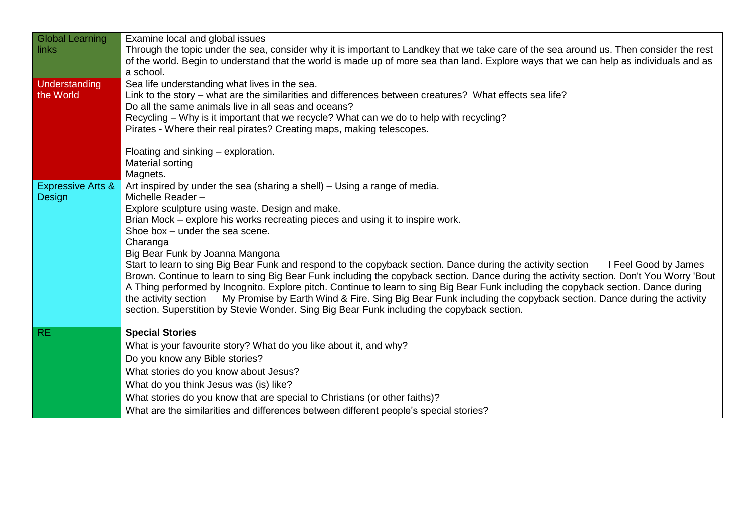| | |
|---|---|
| Global Learning links | Examine local and global issues<br>Through the topic under the sea, consider why it is important to Landkey that we take care of the sea around us. Then consider the rest of the world. Begin to understand that the world is made up of more sea than land. Explore ways that we can help as individuals and as a school. |
| Understanding the World | Sea life understanding what lives in the sea.<br>Link to the story – what are the similarities and differences between creatures? What effects sea life?<br>Do all the same animals live in all seas and oceans?<br>Recycling – Why is it important that we recycle? What can we do to help with recycling?<br>Pirates - Where their real pirates? Creating maps, making telescopes.<br><br>Floating and sinking – exploration.<br>Material sorting<br>Magnets. |
| Expressive Arts & Design | Art inspired by under the sea (sharing a shell) – Using a range of media.<br>Michelle Reader –<br>Explore sculpture using waste. Design and make.<br>Brian Mock – explore his works recreating pieces and using it to inspire work.<br>Shoe box – under the sea scene.<br>Charanga<br>Big Bear Funk by Joanna Mangona<br>Start to learn to sing Big Bear Funk and respond to the copyback section. Dance during the activity section I Feel Good by James Brown. Continue to learn to sing Big Bear Funk including the copyback section. Dance during the activity section. Don't You Worry 'Bout A Thing performed by Incognito. Explore pitch. Continue to learn to sing Big Bear Funk including the copyback section. Dance during the activity section My Promise by Earth Wind & Fire. Sing Big Bear Funk including the copyback section. Dance during the activity section. Superstition by Stevie Wonder. Sing Big Bear Funk including the copyback section. |
| RE | **Special Stories**<br>What is your favourite story? What do you like about it, and why?<br>Do you know any Bible stories?<br>What stories do you know about Jesus?<br>What do you think Jesus was (is) like?<br>What stories do you know that are special to Christians (or other faiths)?<br>What are the similarities and differences between different people's special stories? |